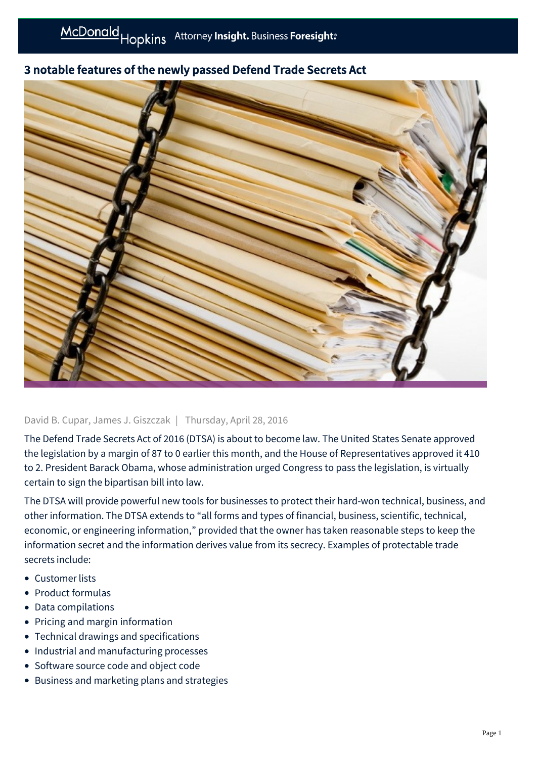# 3 notable features of the newly passed Defend Trade Secrets Act

David B. Cupar, James J. Giszczak | Thursday, April 28, 2016

The Defend Trade Secrets Act of 2016 (DTSA) is about to become law. The United States Senate approved the legislation by a margin of 87 to 0 earlier this month, and the House of Representatives approved it 410 to 2. President Barack Obama, whose administration urged Congress to pass the legislation, is virtually certain to sign the bipartisan bill into law.

The DTSA will provide powerful new tools for businesses to protect their hard-won technical, business, and other information. The DTSA extends to "all forms and types of financial, business, scientific, technical, economic, or engineering information," provided that the owner has taken reasonable steps to keep the information secret and the information derives value from its secrecy. Examples of protectable trade secrets include:

- Customer lists
- Product formulas
- Data compilations
- Pricing and margin information
- Technical drawings and specifications
- Industrial and manufacturing processes
- Software source code and object code
- Business and marketing plans and strategies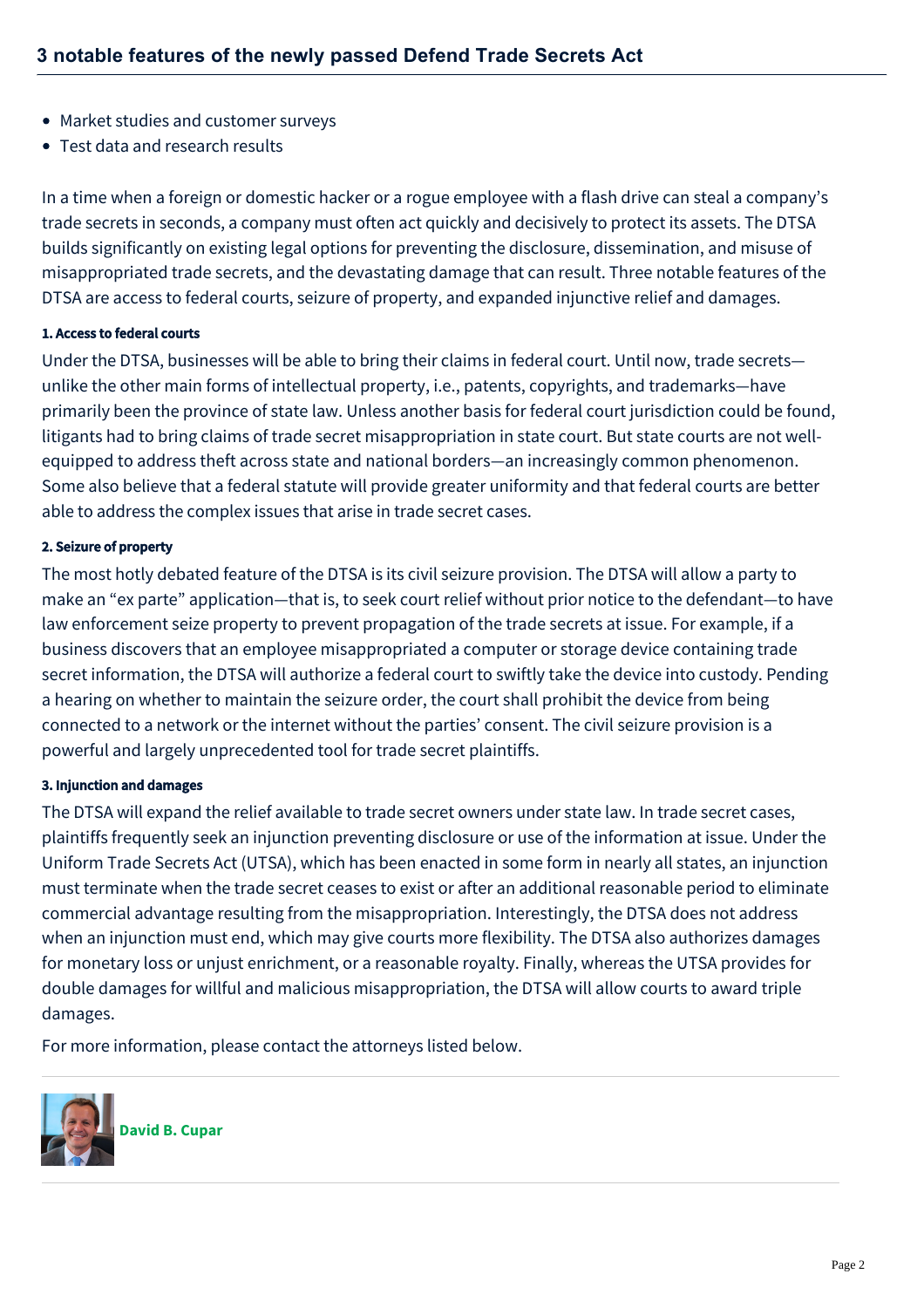- Market studies and customer surveys
- Test data and research results

In a time when a foreign or domestic hacker or a rogue employee with a flash drive can steal a company's trade secrets in seconds, a company must often act quickly and decisively to protect its assets. The DTSA builds significantly on existing legal options for preventing the disclosure, dissemination, and misuse of misappropriated trade secrets, and the devastating damage that can result. Three notable features of the DTSA are access to federal courts, seizure of property, and expanded injunctive relief and damages.

#### 1. Access to federal courts

Under the DTSA, businesses will be able to bring their claims in federal court. Until now, trade secrets—unlike the other main forms of intellectual property, i.e., patents, copyrights, and trademarks—have primarily been the province of state law. Unless another basis for federal court jurisdiction could be found, litigants had to bring claims of trade secret misappropriation in state court. But state courts are not well-equipped to address theft across state and national borders—an increasingly common phenomenon. Some also believe that a federal statute will provide greater uniformity and that federal courts are better able to address the complex issues that arise in trade secret cases.

#### 2. Seizure of property

The most hotly debated feature of the DTSA is its civil seizure provision. The DTSA will allow a party to make an "ex parte" application—that is, to seek court relief without prior notice to the defendant—to have law enforcement seize property to prevent propagation of the trade secrets at issue. For example, if a business discovers that an employee misappropriated a computer or storage device containing trade secret information, the DTSA will authorize a federal court to swiftly take the device into custody. Pending a hearing on whether to maintain the seizure order, the court shall prohibit the device from being connected to a network or the internet without the parties' consent. The civil seizure provision is a powerful and largely unprecedented tool for trade secret plaintiffs.

#### 3. Injunction and damages

The DTSA will expand the relief available to trade secret owners under state law. In trade secret cases, plaintiffs frequently seek an injunction preventing disclosure or use of the information at issue. Under the Uniform Trade Secrets Act (UTSA), which has been enacted in some form in nearly all states, an injunction must terminate when the trade secret ceases to exist or after an additional reasonable period to eliminate commercial advantage resulting from the misappropriation. Interestingly, the DTSA does not address when an injunction must end, which may give courts more flexibility. The DTSA also authorizes damages for monetary loss or unjust enrichment, or a reasonable royalty. Finally, whereas the UTSA provides for double damages for willful and malicious misappropriation, the DTSA will allow courts to award triple damages.

For more information, please contact the attorneys listed below.

---

**David B. Cupar**

---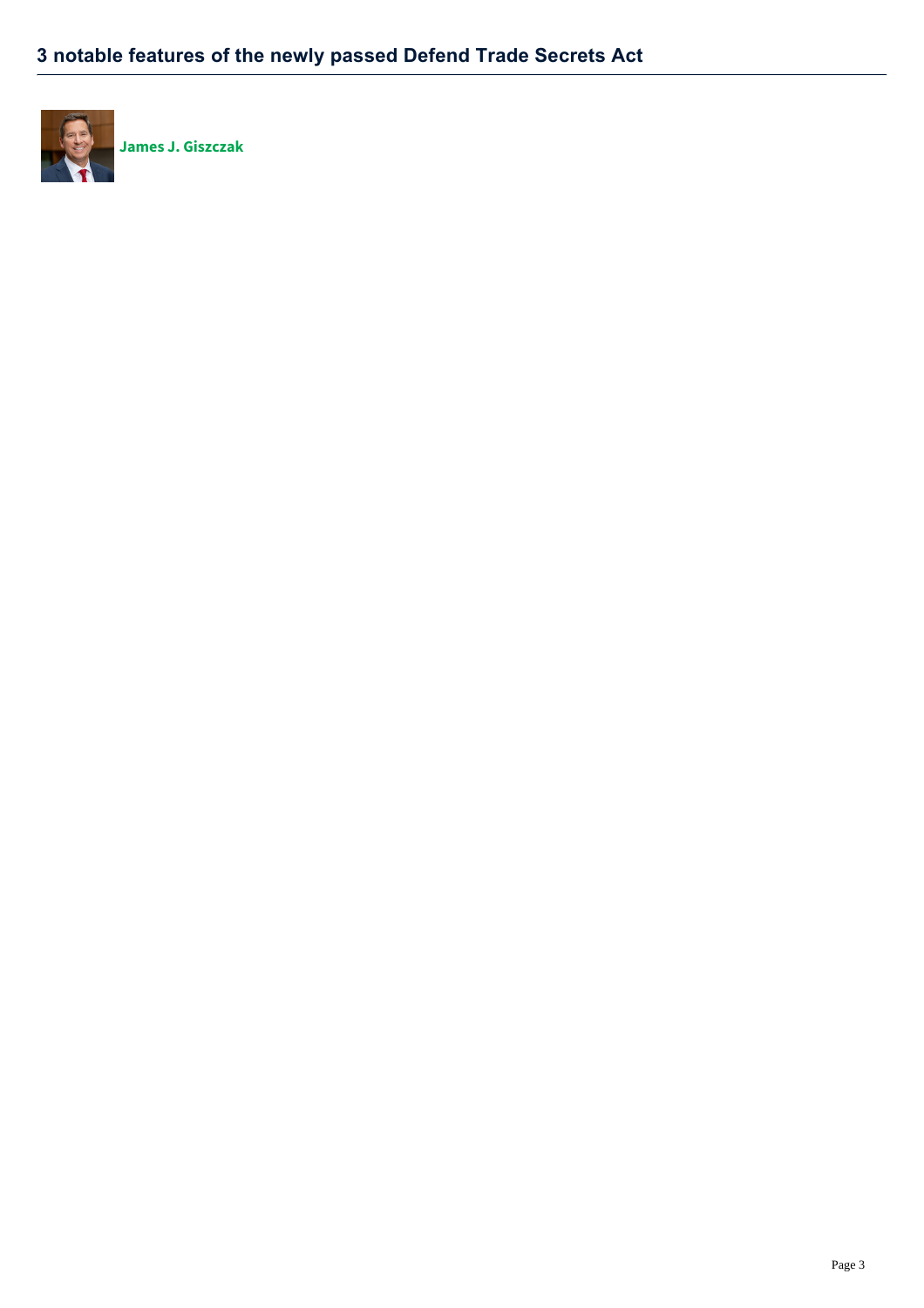**James J. Giszczak**